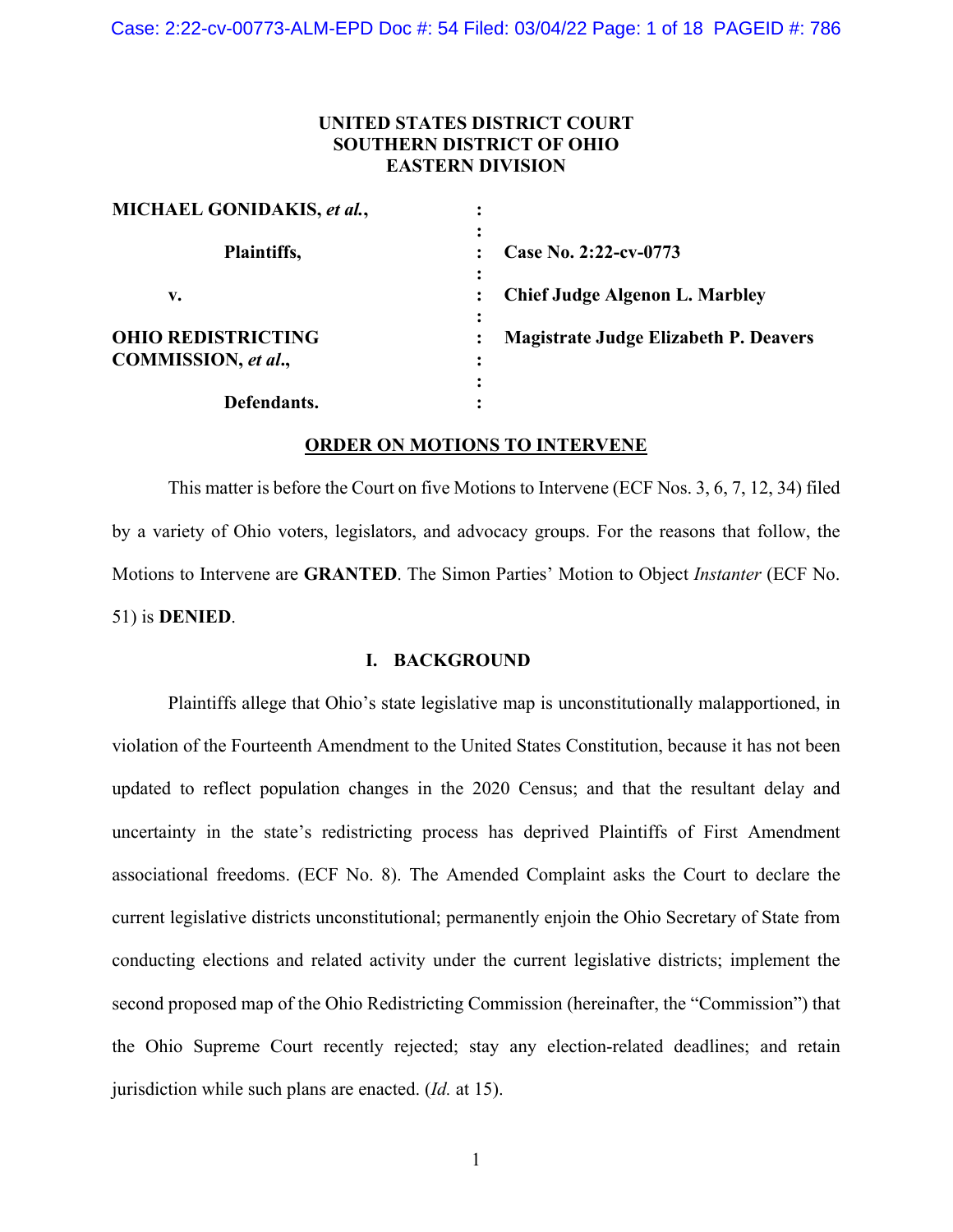**UNITED STATES DISTRICT COURT**
**SOUTHERN DISTRICT OF OHIO**
**EASTERN DIVISION**

| | | |
|---|---|---|
| **MICHAEL GONIDAKIS, *et al.*,** | : | |
| **Plaintiffs,** | : | **Case No. 2:22-cv-0773** |
| **v.** | : | **Chief Judge Algenon L. Marbley** |
| **OHIO REDISTRICTING COMMISSION, *et al.*,** | : | **Magistrate Judge Elizabeth P. Deavers** |
| **Defendants.** | : | |

**ORDER ON MOTIONS TO INTERVENE**

This matter is before the Court on five Motions to Intervene (ECF Nos. 3, 6, 7, 12, 34) filed by a variety of Ohio voters, legislators, and advocacy groups. For the reasons that follow, the Motions to Intervene are **GRANTED**. The Simon Parties' Motion to Object *Instanter* (ECF No. 51) is **DENIED**.

## I. BACKGROUND

Plaintiffs allege that Ohio's state legislative map is unconstitutionally malapportioned, in violation of the Fourteenth Amendment to the United States Constitution, because it has not been updated to reflect population changes in the 2020 Census; and that the resultant delay and uncertainty in the state's redistricting process has deprived Plaintiffs of First Amendment associational freedoms. (ECF No. 8). The Amended Complaint asks the Court to declare the current legislative districts unconstitutional; permanently enjoin the Ohio Secretary of State from conducting elections and related activity under the current legislative districts; implement the second proposed map of the Ohio Redistricting Commission (hereinafter, the "Commission") that the Ohio Supreme Court recently rejected; stay any election-related deadlines; and retain jurisdiction while such plans are enacted. (*Id.* at 15).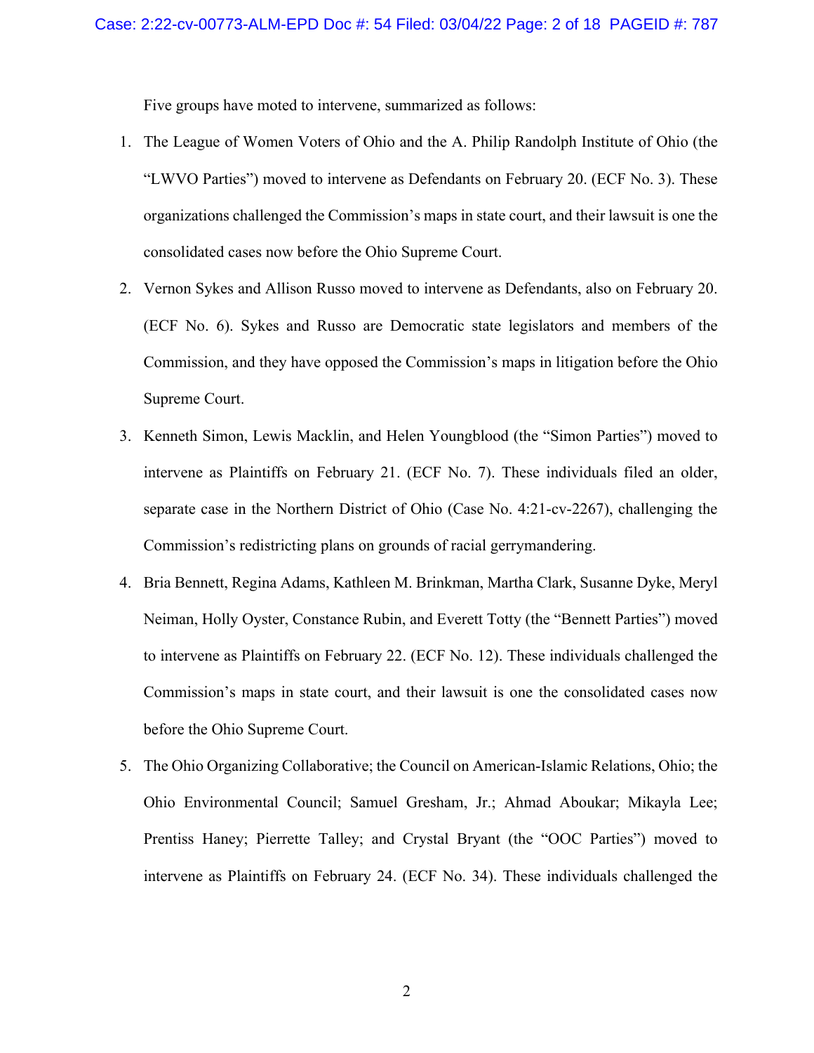Five groups have moted to intervene, summarized as follows:

1. The League of Women Voters of Ohio and the A. Philip Randolph Institute of Ohio (the "LWVO Parties") moved to intervene as Defendants on February 20. (ECF No. 3). These organizations challenged the Commission's maps in state court, and their lawsuit is one the consolidated cases now before the Ohio Supreme Court.
2. Vernon Sykes and Allison Russo moved to intervene as Defendants, also on February 20. (ECF No. 6). Sykes and Russo are Democratic state legislators and members of the Commission, and they have opposed the Commission's maps in litigation before the Ohio Supreme Court.
3. Kenneth Simon, Lewis Macklin, and Helen Youngblood (the "Simon Parties") moved to intervene as Plaintiffs on February 21. (ECF No. 7). These individuals filed an older, separate case in the Northern District of Ohio (Case No. 4:21-cv-2267), challenging the Commission's redistricting plans on grounds of racial gerrymandering.
4. Bria Bennett, Regina Adams, Kathleen M. Brinkman, Martha Clark, Susanne Dyke, Meryl Neiman, Holly Oyster, Constance Rubin, and Everett Totty (the "Bennett Parties") moved to intervene as Plaintiffs on February 22. (ECF No. 12). These individuals challenged the Commission's maps in state court, and their lawsuit is one the consolidated cases now before the Ohio Supreme Court.
5. The Ohio Organizing Collaborative; the Council on American-Islamic Relations, Ohio; the Ohio Environmental Council; Samuel Gresham, Jr.; Ahmad Aboukar; Mikayla Lee; Prentiss Haney; Pierrette Talley; and Crystal Bryant (the "OOC Parties") moved to intervene as Plaintiffs on February 24. (ECF No. 34). These individuals challenged the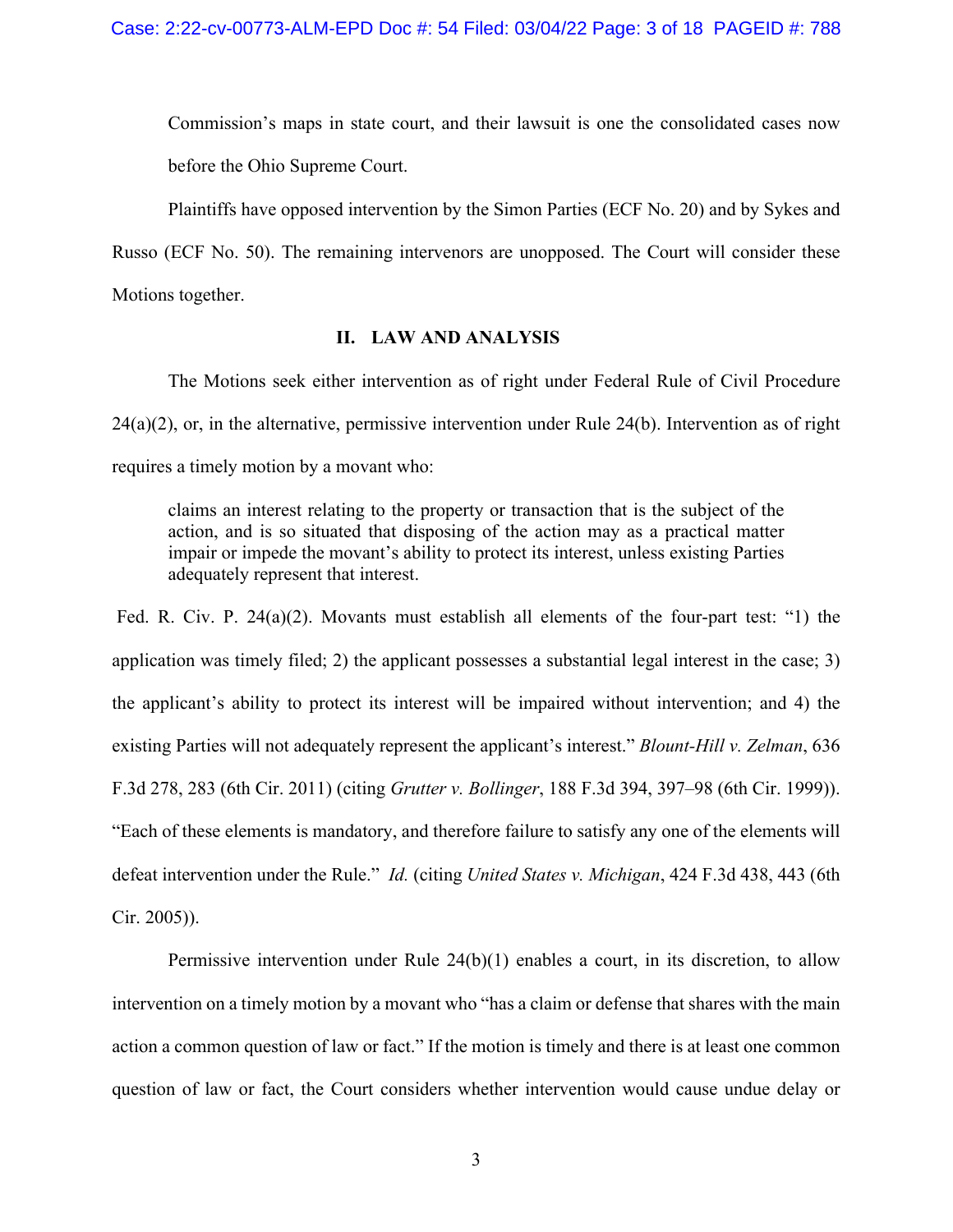Commission's maps in state court, and their lawsuit is one the consolidated cases now before the Ohio Supreme Court.

Plaintiffs have opposed intervention by the Simon Parties (ECF No. 20) and by Sykes and Russo (ECF No. 50). The remaining intervenors are unopposed. The Court will consider these Motions together.

## II. LAW AND ANALYSIS

The Motions seek either intervention as of right under Federal Rule of Civil Procedure 24(a)(2), or, in the alternative, permissive intervention under Rule 24(b). Intervention as of right requires a timely motion by a movant who:

> claims an interest relating to the property or transaction that is the subject of the action, and is so situated that disposing of the action may as a practical matter impair or impede the movant's ability to protect its interest, unless existing Parties adequately represent that interest.

Fed. R. Civ. P. 24(a)(2). Movants must establish all elements of the four-part test: "1) the application was timely filed; 2) the applicant possesses a substantial legal interest in the case; 3) the applicant's ability to protect its interest will be impaired without intervention; and 4) the existing Parties will not adequately represent the applicant's interest." *Blount-Hill v. Zelman*, 636 F.3d 278, 283 (6th Cir. 2011) (citing *Grutter v. Bollinger*, 188 F.3d 394, 397–98 (6th Cir. 1999)). "Each of these elements is mandatory, and therefore failure to satisfy any one of the elements will defeat intervention under the Rule." *Id.* (citing *United States v. Michigan*, 424 F.3d 438, 443 (6th Cir. 2005)).

Permissive intervention under Rule 24(b)(1) enables a court, in its discretion, to allow intervention on a timely motion by a movant who "has a claim or defense that shares with the main action a common question of law or fact." If the motion is timely and there is at least one common question of law or fact, the Court considers whether intervention would cause undue delay or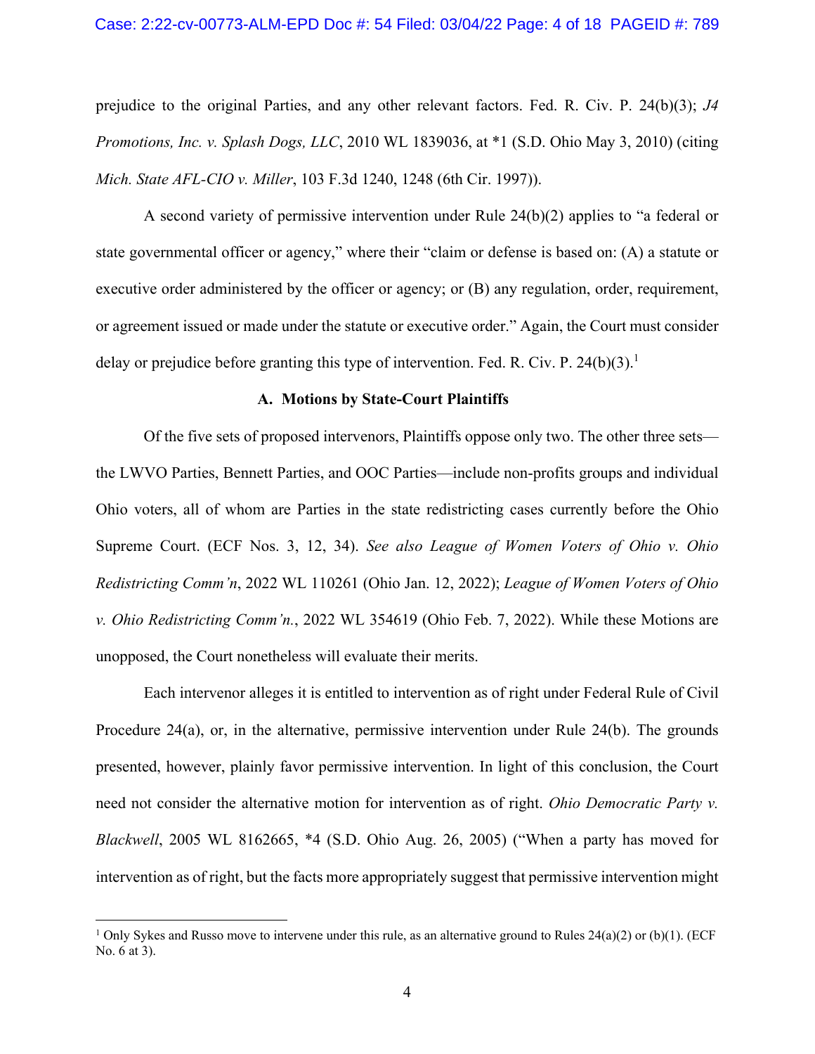prejudice to the original Parties, and any other relevant factors. Fed. R. Civ. P. 24(b)(3); *J4 Promotions, Inc. v. Splash Dogs, LLC*, 2010 WL 1839036, at *1 (S.D. Ohio May 3, 2010) (citing *Mich. State AFL-CIO v. Miller*, 103 F.3d 1240, 1248 (6th Cir. 1997)).

A second variety of permissive intervention under Rule 24(b)(2) applies to "a federal or state governmental officer or agency," where their "claim or defense is based on: (A) a statute or executive order administered by the officer or agency; or (B) any regulation, order, requirement, or agreement issued or made under the statute or executive order." Again, the Court must consider delay or prejudice before granting this type of intervention. Fed. R. Civ. P. 24(b)(3).[1]

### A. Motions by State-Court Plaintiffs

Of the five sets of proposed intervenors, Plaintiffs oppose only two. The other three sets—the LWVO Parties, Bennett Parties, and OOC Parties—include non-profits groups and individual Ohio voters, all of whom are Parties in the state redistricting cases currently before the Ohio Supreme Court. (ECF Nos. 3, 12, 34). *See also League of Women Voters of Ohio v. Ohio Redistricting Comm'n*, 2022 WL 110261 (Ohio Jan. 12, 2022); *League of Women Voters of Ohio v. Ohio Redistricting Comm'n.*, 2022 WL 354619 (Ohio Feb. 7, 2022). While these Motions are unopposed, the Court nonetheless will evaluate their merits.

Each intervenor alleges it is entitled to intervention as of right under Federal Rule of Civil Procedure 24(a), or, in the alternative, permissive intervention under Rule 24(b). The grounds presented, however, plainly favor permissive intervention. In light of this conclusion, the Court need not consider the alternative motion for intervention as of right. *Ohio Democratic Party v. Blackwell*, 2005 WL 8162665, *4 (S.D. Ohio Aug. 26, 2005) ("When a party has moved for intervention as of right, but the facts more appropriately suggest that permissive intervention might

---

[1] Only Sykes and Russo move to intervene under this rule, as an alternative ground to Rules 24(a)(2) or (b)(1). (ECF No. 6 at 3).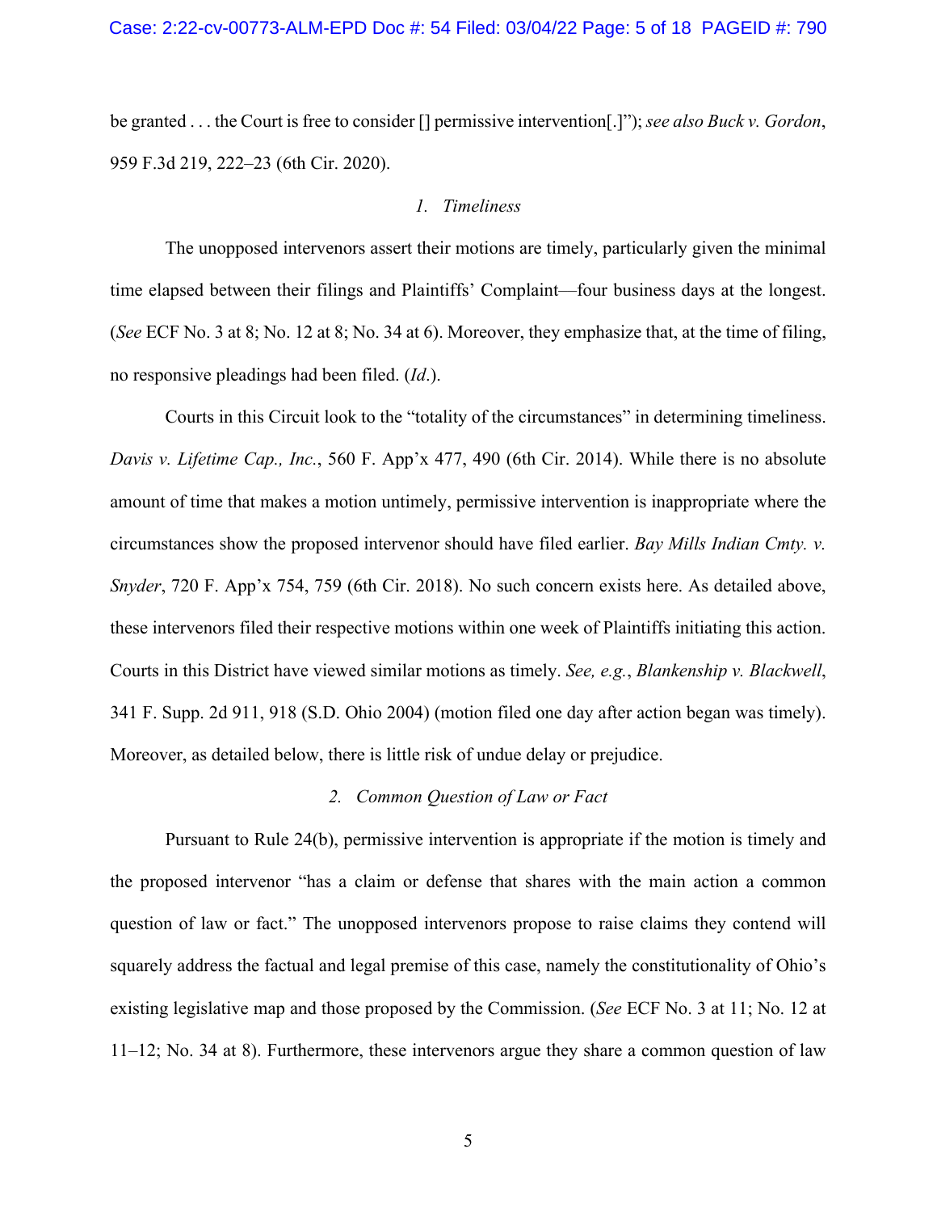be granted . . . the Court is free to consider [] permissive intervention[.]"); *see also Buck v. Gordon*, 959 F.3d 219, 222–23 (6th Cir. 2020).

### *1. Timeliness*

The unopposed intervenors assert their motions are timely, particularly given the minimal time elapsed between their filings and Plaintiffs' Complaint—four business days at the longest. (*See* ECF No. 3 at 8; No. 12 at 8; No. 34 at 6). Moreover, they emphasize that, at the time of filing, no responsive pleadings had been filed. (*Id*.).

Courts in this Circuit look to the "totality of the circumstances" in determining timeliness. *Davis v. Lifetime Cap., Inc.*, 560 F. App'x 477, 490 (6th Cir. 2014). While there is no absolute amount of time that makes a motion untimely, permissive intervention is inappropriate where the circumstances show the proposed intervenor should have filed earlier. *Bay Mills Indian Cmty. v. Snyder*, 720 F. App'x 754, 759 (6th Cir. 2018). No such concern exists here. As detailed above, these intervenors filed their respective motions within one week of Plaintiffs initiating this action. Courts in this District have viewed similar motions as timely. *See, e.g.*, *Blankenship v. Blackwell*, 341 F. Supp. 2d 911, 918 (S.D. Ohio 2004) (motion filed one day after action began was timely). Moreover, as detailed below, there is little risk of undue delay or prejudice.

### *2. Common Question of Law or Fact*

Pursuant to Rule 24(b), permissive intervention is appropriate if the motion is timely and the proposed intervenor "has a claim or defense that shares with the main action a common question of law or fact." The unopposed intervenors propose to raise claims they contend will squarely address the factual and legal premise of this case, namely the constitutionality of Ohio's existing legislative map and those proposed by the Commission. (*See* ECF No. 3 at 11; No. 12 at 11–12; No. 34 at 8). Furthermore, these intervenors argue they share a common question of law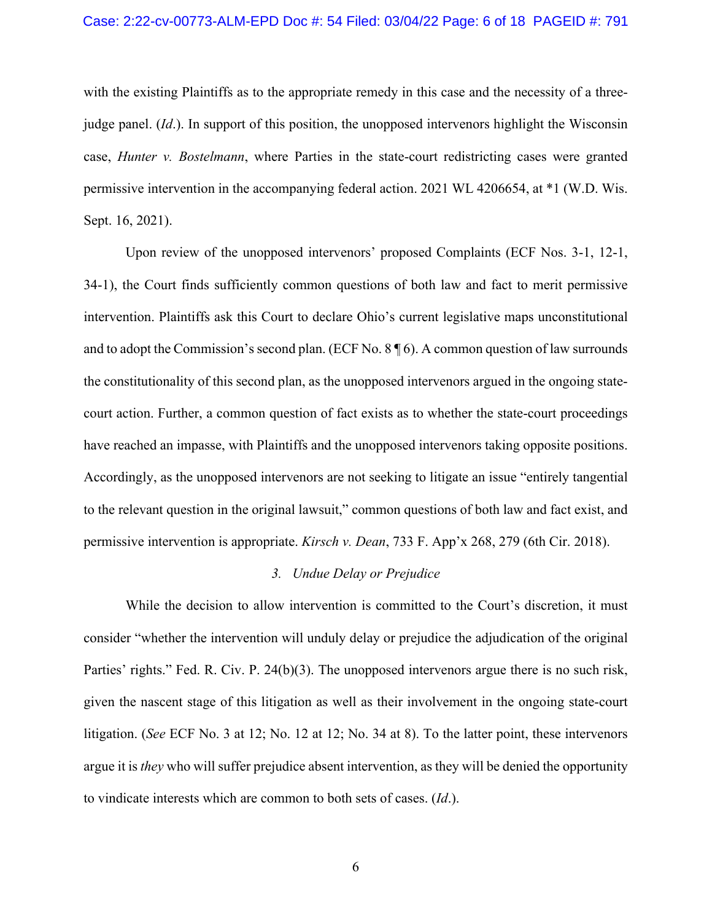with the existing Plaintiffs as to the appropriate remedy in this case and the necessity of a three-judge panel. (*Id*.). In support of this position, the unopposed intervenors highlight the Wisconsin case, *Hunter v. Bostelmann*, where Parties in the state-court redistricting cases were granted permissive intervention in the accompanying federal action. 2021 WL 4206654, at *1 (W.D. Wis. Sept. 16, 2021).

Upon review of the unopposed intervenors' proposed Complaints (ECF Nos. 3-1, 12-1, 34-1), the Court finds sufficiently common questions of both law and fact to merit permissive intervention. Plaintiffs ask this Court to declare Ohio's current legislative maps unconstitutional and to adopt the Commission's second plan. (ECF No. 8 ¶ 6). A common question of law surrounds the constitutionality of this second plan, as the unopposed intervenors argued in the ongoing state-court action. Further, a common question of fact exists as to whether the state-court proceedings have reached an impasse, with Plaintiffs and the unopposed intervenors taking opposite positions. Accordingly, as the unopposed intervenors are not seeking to litigate an issue "entirely tangential to the relevant question in the original lawsuit," common questions of both law and fact exist, and permissive intervention is appropriate. *Kirsch v. Dean*, 733 F. App'x 268, 279 (6th Cir. 2018).

### *3. Undue Delay or Prejudice*

While the decision to allow intervention is committed to the Court's discretion, it must consider "whether the intervention will unduly delay or prejudice the adjudication of the original Parties' rights." Fed. R. Civ. P. 24(b)(3). The unopposed intervenors argue there is no such risk, given the nascent stage of this litigation as well as their involvement in the ongoing state-court litigation. (*See* ECF No. 3 at 12; No. 12 at 12; No. 34 at 8). To the latter point, these intervenors argue it is *they* who will suffer prejudice absent intervention, as they will be denied the opportunity to vindicate interests which are common to both sets of cases. (*Id*.).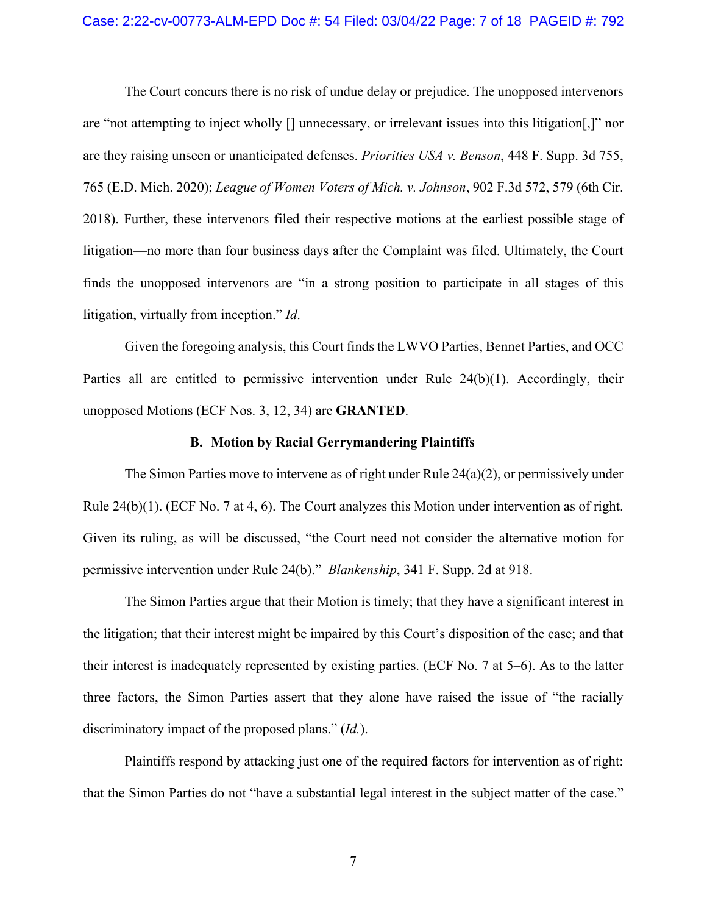The Court concurs there is no risk of undue delay or prejudice. The unopposed intervenors are "not attempting to inject wholly [] unnecessary, or irrelevant issues into this litigation[,]" nor are they raising unseen or unanticipated defenses. *Priorities USA v. Benson*, 448 F. Supp. 3d 755, 765 (E.D. Mich. 2020); *League of Women Voters of Mich. v. Johnson*, 902 F.3d 572, 579 (6th Cir. 2018). Further, these intervenors filed their respective motions at the earliest possible stage of litigation—no more than four business days after the Complaint was filed. Ultimately, the Court finds the unopposed intervenors are "in a strong position to participate in all stages of this litigation, virtually from inception." *Id*.

Given the foregoing analysis, this Court finds the LWVO Parties, Bennet Parties, and OCC Parties all are entitled to permissive intervention under Rule 24(b)(1). Accordingly, their unopposed Motions (ECF Nos. 3, 12, 34) are **GRANTED**.

### B. Motion by Racial Gerrymandering Plaintiffs

The Simon Parties move to intervene as of right under Rule 24(a)(2), or permissively under Rule 24(b)(1). (ECF No. 7 at 4, 6). The Court analyzes this Motion under intervention as of right. Given its ruling, as will be discussed, "the Court need not consider the alternative motion for permissive intervention under Rule 24(b)." *Blankenship*, 341 F. Supp. 2d at 918.

The Simon Parties argue that their Motion is timely; that they have a significant interest in the litigation; that their interest might be impaired by this Court's disposition of the case; and that their interest is inadequately represented by existing parties. (ECF No. 7 at 5–6). As to the latter three factors, the Simon Parties assert that they alone have raised the issue of "the racially discriminatory impact of the proposed plans." (*Id.*).

Plaintiffs respond by attacking just one of the required factors for intervention as of right: that the Simon Parties do not "have a substantial legal interest in the subject matter of the case."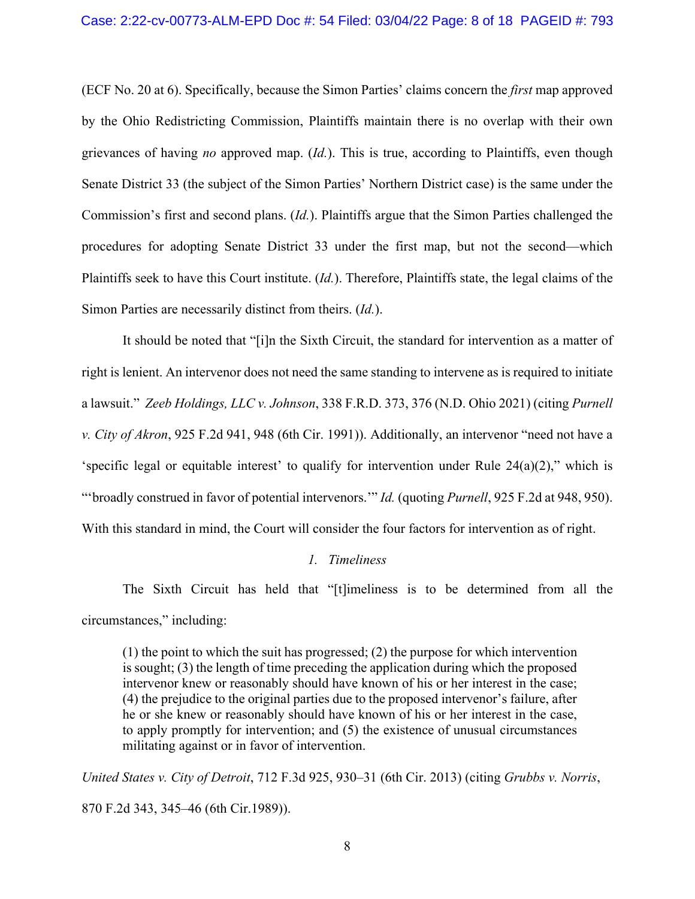(ECF No. 20 at 6). Specifically, because the Simon Parties' claims concern the *first* map approved by the Ohio Redistricting Commission, Plaintiffs maintain there is no overlap with their own grievances of having *no* approved map. (*Id.*). This is true, according to Plaintiffs, even though Senate District 33 (the subject of the Simon Parties' Northern District case) is the same under the Commission's first and second plans. (*Id.*). Plaintiffs argue that the Simon Parties challenged the procedures for adopting Senate District 33 under the first map, but not the second—which Plaintiffs seek to have this Court institute. (*Id.*). Therefore, Plaintiffs state, the legal claims of the Simon Parties are necessarily distinct from theirs. (*Id.*).

It should be noted that "[i]n the Sixth Circuit, the standard for intervention as a matter of right is lenient. An intervenor does not need the same standing to intervene as is required to initiate a lawsuit." *Zeeb Holdings, LLC v. Johnson*, 338 F.R.D. 373, 376 (N.D. Ohio 2021) (citing *Purnell v. City of Akron*, 925 F.2d 941, 948 (6th Cir. 1991)). Additionally, an intervenor "need not have a 'specific legal or equitable interest' to qualify for intervention under Rule 24(a)(2)," which is "'broadly construed in favor of potential intervenors.'" *Id.* (quoting *Purnell*, 925 F.2d at 948, 950). With this standard in mind, the Court will consider the four factors for intervention as of right.

### *1. Timeliness*

The Sixth Circuit has held that "[t]imeliness is to be determined from all the circumstances," including:

> (1) the point to which the suit has progressed; (2) the purpose for which intervention is sought; (3) the length of time preceding the application during which the proposed intervenor knew or reasonably should have known of his or her interest in the case; (4) the prejudice to the original parties due to the proposed intervenor's failure, after he or she knew or reasonably should have known of his or her interest in the case, to apply promptly for intervention; and (5) the existence of unusual circumstances militating against or in favor of intervention.

*United States v. City of Detroit*, 712 F.3d 925, 930–31 (6th Cir. 2013) (citing *Grubbs v. Norris*, 870 F.2d 343, 345–46 (6th Cir.1989)).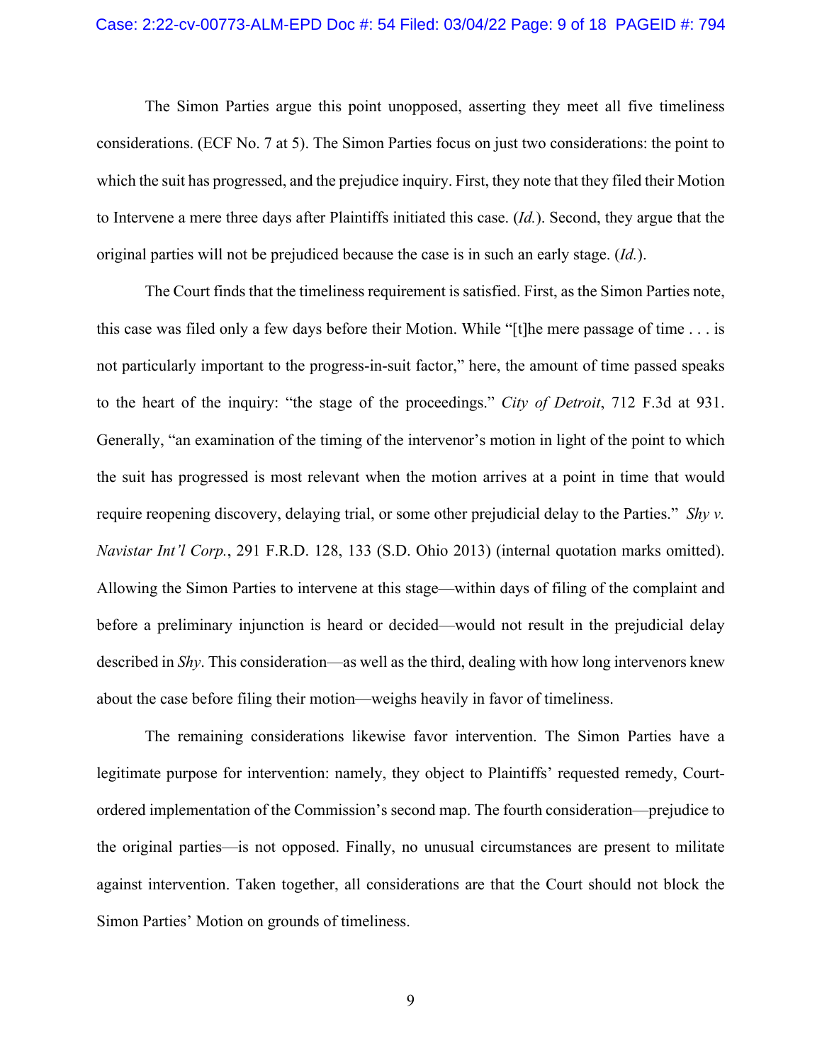The Simon Parties argue this point unopposed, asserting they meet all five timeliness considerations. (ECF No. 7 at 5). The Simon Parties focus on just two considerations: the point to which the suit has progressed, and the prejudice inquiry. First, they note that they filed their Motion to Intervene a mere three days after Plaintiffs initiated this case. (*Id.*). Second, they argue that the original parties will not be prejudiced because the case is in such an early stage. (*Id.*).

The Court finds that the timeliness requirement is satisfied. First, as the Simon Parties note, this case was filed only a few days before their Motion. While "[t]he mere passage of time . . . is not particularly important to the progress-in-suit factor," here, the amount of time passed speaks to the heart of the inquiry: "the stage of the proceedings." *City of Detroit*, 712 F.3d at 931. Generally, "an examination of the timing of the intervenor's motion in light of the point to which the suit has progressed is most relevant when the motion arrives at a point in time that would require reopening discovery, delaying trial, or some other prejudicial delay to the Parties." *Shy v. Navistar Int'l Corp.*, 291 F.R.D. 128, 133 (S.D. Ohio 2013) (internal quotation marks omitted). Allowing the Simon Parties to intervene at this stage—within days of filing of the complaint and before a preliminary injunction is heard or decided—would not result in the prejudicial delay described in *Shy*. This consideration—as well as the third, dealing with how long intervenors knew about the case before filing their motion—weighs heavily in favor of timeliness.

The remaining considerations likewise favor intervention. The Simon Parties have a legitimate purpose for intervention: namely, they object to Plaintiffs' requested remedy, Court-ordered implementation of the Commission's second map. The fourth consideration—prejudice to the original parties—is not opposed. Finally, no unusual circumstances are present to militate against intervention. Taken together, all considerations are that the Court should not block the Simon Parties' Motion on grounds of timeliness.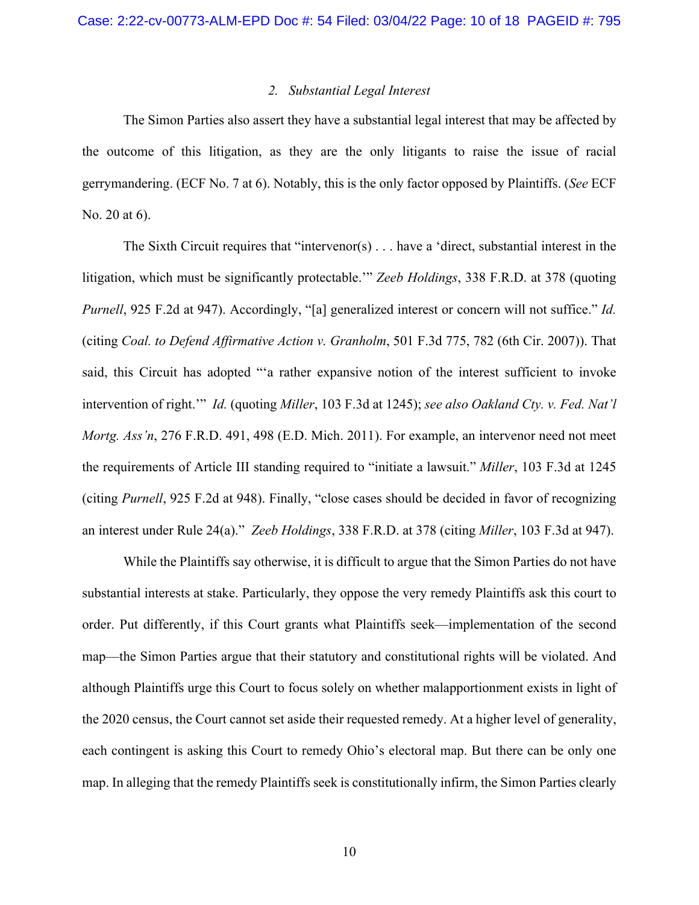### 2. *Substantial Legal Interest*

The Simon Parties also assert they have a substantial legal interest that may be affected by the outcome of this litigation, as they are the only litigants to raise the issue of racial gerrymandering. (ECF No. 7 at 6). Notably, this is the only factor opposed by Plaintiffs. (*See* ECF No. 20 at 6).

The Sixth Circuit requires that "intervenor(s) . . . have a 'direct, substantial interest in the litigation, which must be significantly protectable.'" *Zeeb Holdings*, 338 F.R.D. at 378 (quoting *Purnell*, 925 F.2d at 947). Accordingly, "[a] generalized interest or concern will not suffice." *Id.* (citing *Coal. to Defend Affirmative Action v. Granholm*, 501 F.3d 775, 782 (6th Cir. 2007)). That said, this Circuit has adopted "'a rather expansive notion of the interest sufficient to invoke intervention of right.'" *Id.* (quoting *Miller*, 103 F.3d at 1245); *see also Oakland Cty. v. Fed. Nat'l Mortg. Ass'n*, 276 F.R.D. 491, 498 (E.D. Mich. 2011). For example, an intervenor need not meet the requirements of Article III standing required to "initiate a lawsuit." *Miller*, 103 F.3d at 1245 (citing *Purnell*, 925 F.2d at 948). Finally, "close cases should be decided in favor of recognizing an interest under Rule 24(a)." *Zeeb Holdings*, 338 F.R.D. at 378 (citing *Miller*, 103 F.3d at 947).

While the Plaintiffs say otherwise, it is difficult to argue that the Simon Parties do not have substantial interests at stake. Particularly, they oppose the very remedy Plaintiffs ask this court to order. Put differently, if this Court grants what Plaintiffs seek—implementation of the second map—the Simon Parties argue that their statutory and constitutional rights will be violated. And although Plaintiffs urge this Court to focus solely on whether malapportionment exists in light of the 2020 census, the Court cannot set aside their requested remedy. At a higher level of generality, each contingent is asking this Court to remedy Ohio's electoral map. But there can be only one map. In alleging that the remedy Plaintiffs seek is constitutionally infirm, the Simon Parties clearly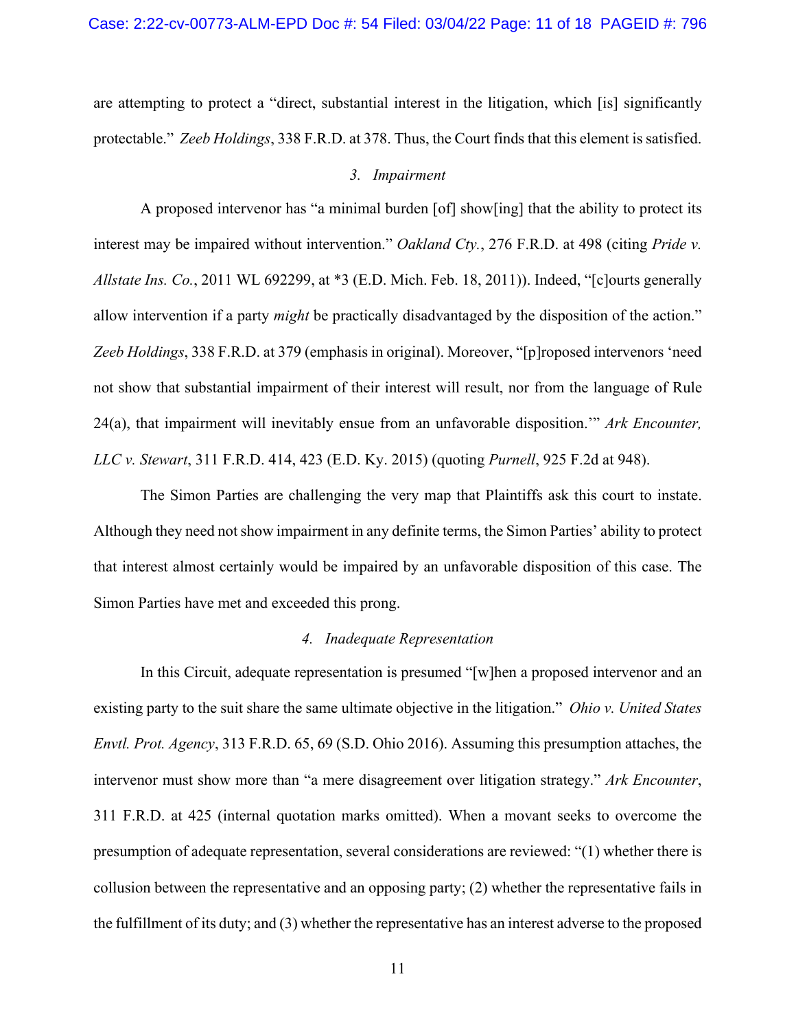are attempting to protect a "direct, substantial interest in the litigation, which [is] significantly protectable." *Zeeb Holdings*, 338 F.R.D. at 378. Thus, the Court finds that this element is satisfied.

### *3. Impairment*

A proposed intervenor has "a minimal burden [of] show[ing] that the ability to protect its interest may be impaired without intervention." *Oakland Cty.*, 276 F.R.D. at 498 (citing *Pride v. Allstate Ins. Co.*, 2011 WL 692299, at *3 (E.D. Mich. Feb. 18, 2011)). Indeed, "[c]ourts generally allow intervention if a party *might* be practically disadvantaged by the disposition of the action." *Zeeb Holdings*, 338 F.R.D. at 379 (emphasis in original). Moreover, "[p]roposed intervenors 'need not show that substantial impairment of their interest will result, nor from the language of Rule 24(a), that impairment will inevitably ensue from an unfavorable disposition.'" *Ark Encounter, LLC v. Stewart*, 311 F.R.D. 414, 423 (E.D. Ky. 2015) (quoting *Purnell*, 925 F.2d at 948).

The Simon Parties are challenging the very map that Plaintiffs ask this court to instate. Although they need not show impairment in any definite terms, the Simon Parties' ability to protect that interest almost certainly would be impaired by an unfavorable disposition of this case. The Simon Parties have met and exceeded this prong.

### *4. Inadequate Representation*

In this Circuit, adequate representation is presumed "[w]hen a proposed intervenor and an existing party to the suit share the same ultimate objective in the litigation." *Ohio v. United States Envtl. Prot. Agency*, 313 F.R.D. 65, 69 (S.D. Ohio 2016). Assuming this presumption attaches, the intervenor must show more than "a mere disagreement over litigation strategy." *Ark Encounter*, 311 F.R.D. at 425 (internal quotation marks omitted). When a movant seeks to overcome the presumption of adequate representation, several considerations are reviewed: "(1) whether there is collusion between the representative and an opposing party; (2) whether the representative fails in the fulfillment of its duty; and (3) whether the representative has an interest adverse to the proposed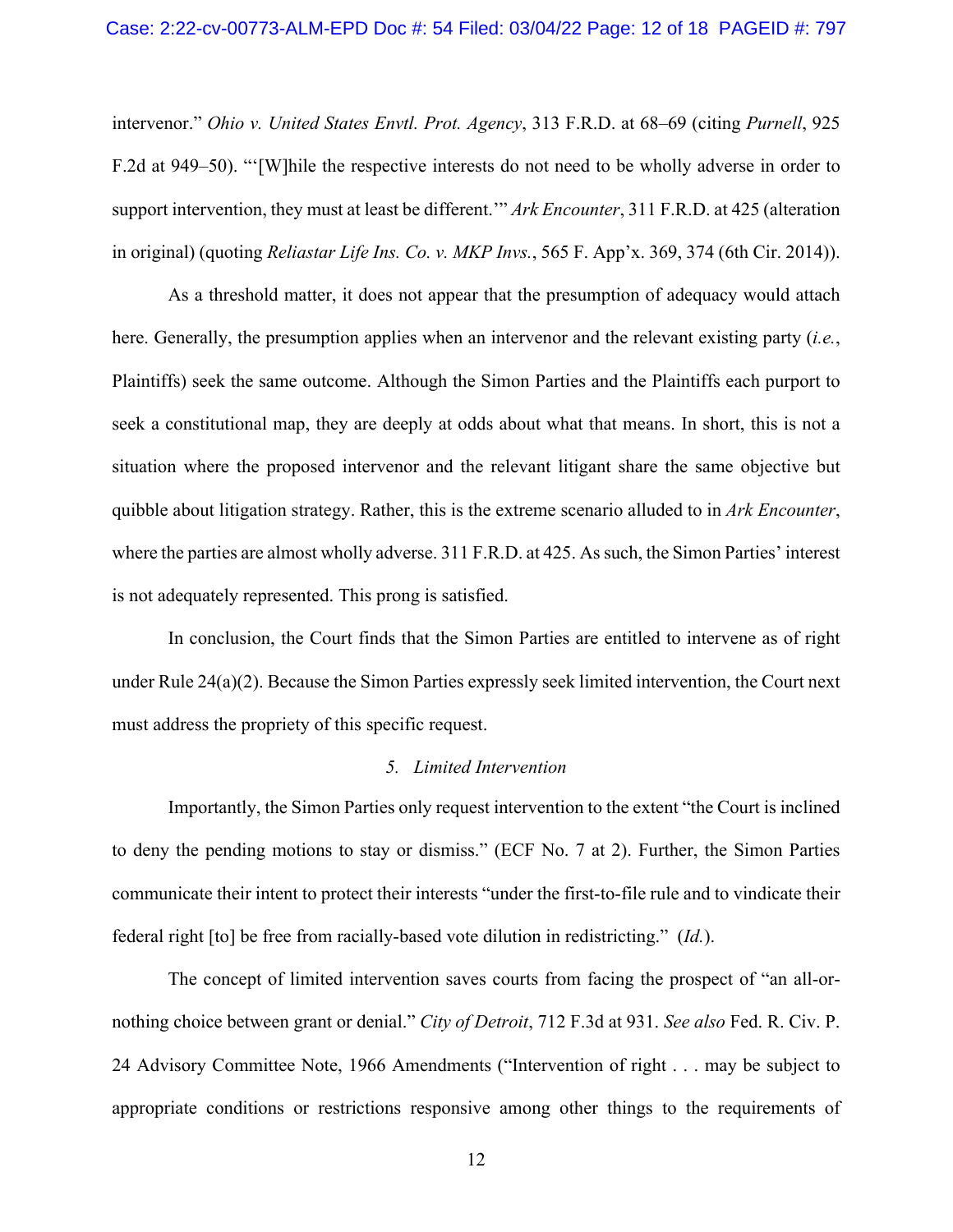intervenor." *Ohio v. United States Envtl. Prot. Agency*, 313 F.R.D. at 68–69 (citing *Purnell*, 925 F.2d at 949–50). "'[W]hile the respective interests do not need to be wholly adverse in order to support intervention, they must at least be different.'" *Ark Encounter*, 311 F.R.D. at 425 (alteration in original) (quoting *Reliastar Life Ins. Co. v. MKP Invs.*, 565 F. App'x. 369, 374 (6th Cir. 2014)).

As a threshold matter, it does not appear that the presumption of adequacy would attach here. Generally, the presumption applies when an intervenor and the relevant existing party (*i.e.*, Plaintiffs) seek the same outcome. Although the Simon Parties and the Plaintiffs each purport to seek a constitutional map, they are deeply at odds about what that means. In short, this is not a situation where the proposed intervenor and the relevant litigant share the same objective but quibble about litigation strategy. Rather, this is the extreme scenario alluded to in *Ark Encounter*, where the parties are almost wholly adverse. 311 F.R.D. at 425. As such, the Simon Parties' interest is not adequately represented. This prong is satisfied.

In conclusion, the Court finds that the Simon Parties are entitled to intervene as of right under Rule 24(a)(2). Because the Simon Parties expressly seek limited intervention, the Court next must address the propriety of this specific request.

*5. Limited Intervention*

Importantly, the Simon Parties only request intervention to the extent "the Court is inclined to deny the pending motions to stay or dismiss." (ECF No. 7 at 2). Further, the Simon Parties communicate their intent to protect their interests "under the first-to-file rule and to vindicate their federal right [to] be free from racially-based vote dilution in redistricting." (*Id.*).

The concept of limited intervention saves courts from facing the prospect of "an all-or-nothing choice between grant or denial." *City of Detroit*, 712 F.3d at 931. *See also* Fed. R. Civ. P. 24 Advisory Committee Note, 1966 Amendments ("Intervention of right . . . may be subject to appropriate conditions or restrictions responsive among other things to the requirements of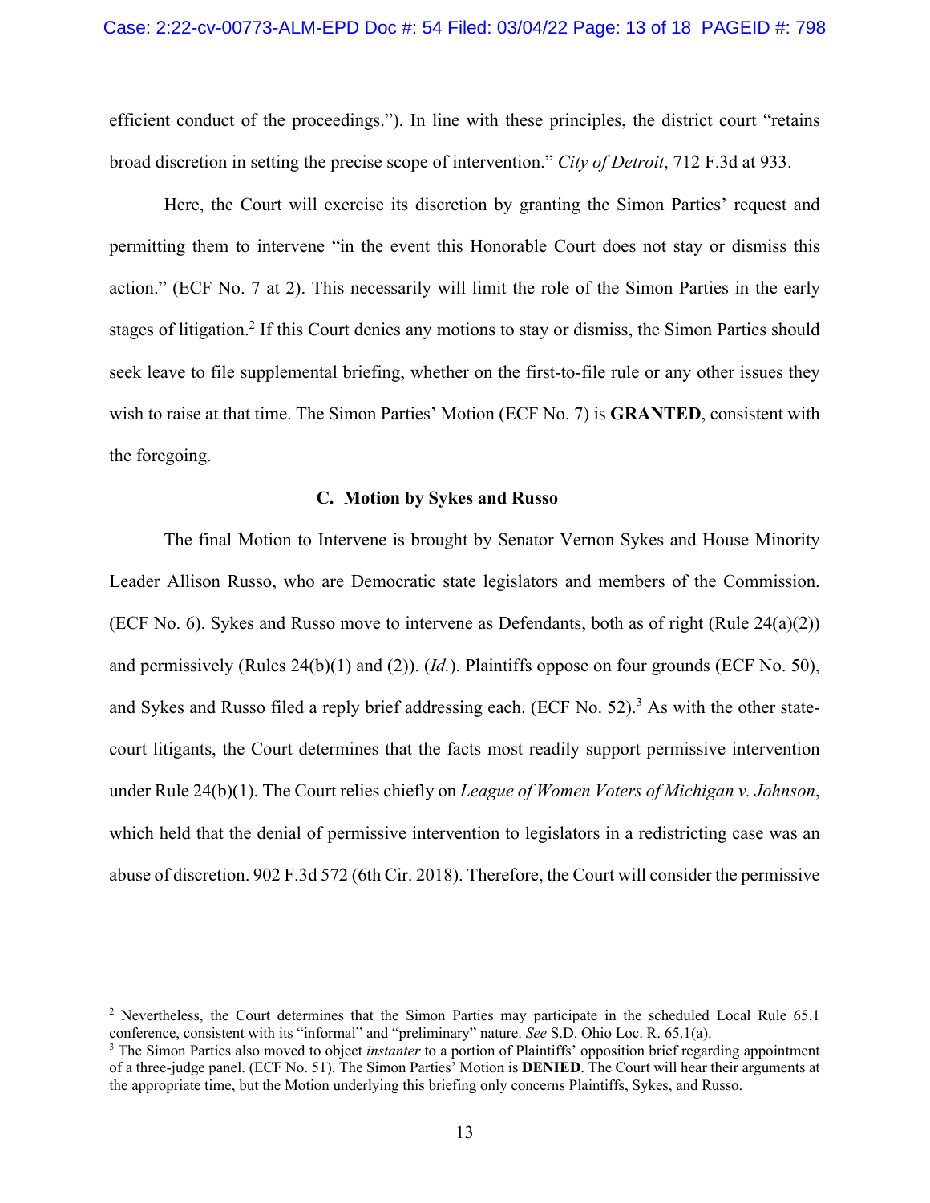efficient conduct of the proceedings."). In line with these principles, the district court "retains broad discretion in setting the precise scope of intervention." *City of Detroit*, 712 F.3d at 933.

Here, the Court will exercise its discretion by granting the Simon Parties' request and permitting them to intervene "in the event this Honorable Court does not stay or dismiss this action." (ECF No. 7 at 2). This necessarily will limit the role of the Simon Parties in the early stages of litigation.[2] If this Court denies any motions to stay or dismiss, the Simon Parties should seek leave to file supplemental briefing, whether on the first-to-file rule or any other issues they wish to raise at that time. The Simon Parties' Motion (ECF No. 7) is **GRANTED**, consistent with the foregoing.

### C. Motion by Sykes and Russo

The final Motion to Intervene is brought by Senator Vernon Sykes and House Minority Leader Allison Russo, who are Democratic state legislators and members of the Commission. (ECF No. 6). Sykes and Russo move to intervene as Defendants, both as of right (Rule 24(a)(2)) and permissively (Rules 24(b)(1) and (2)). (*Id.*). Plaintiffs oppose on four grounds (ECF No. 50), and Sykes and Russo filed a reply brief addressing each. (ECF No. 52).[3] As with the other state-court litigants, the Court determines that the facts most readily support permissive intervention under Rule 24(b)(1). The Court relies chiefly on *League of Women Voters of Michigan v. Johnson*, which held that the denial of permissive intervention to legislators in a redistricting case was an abuse of discretion. 902 F.3d 572 (6th Cir. 2018). Therefore, the Court will consider the permissive

---

[2] Nevertheless, the Court determines that the Simon Parties may participate in the scheduled Local Rule 65.1 conference, consistent with its "informal" and "preliminary" nature. *See* S.D. Ohio Loc. R. 65.1(a).

[3] The Simon Parties also moved to object *instanter* to a portion of Plaintiffs' opposition brief regarding appointment of a three-judge panel. (ECF No. 51). The Simon Parties' Motion is **DENIED**. The Court will hear their arguments at the appropriate time, but the Motion underlying this briefing only concerns Plaintiffs, Sykes, and Russo.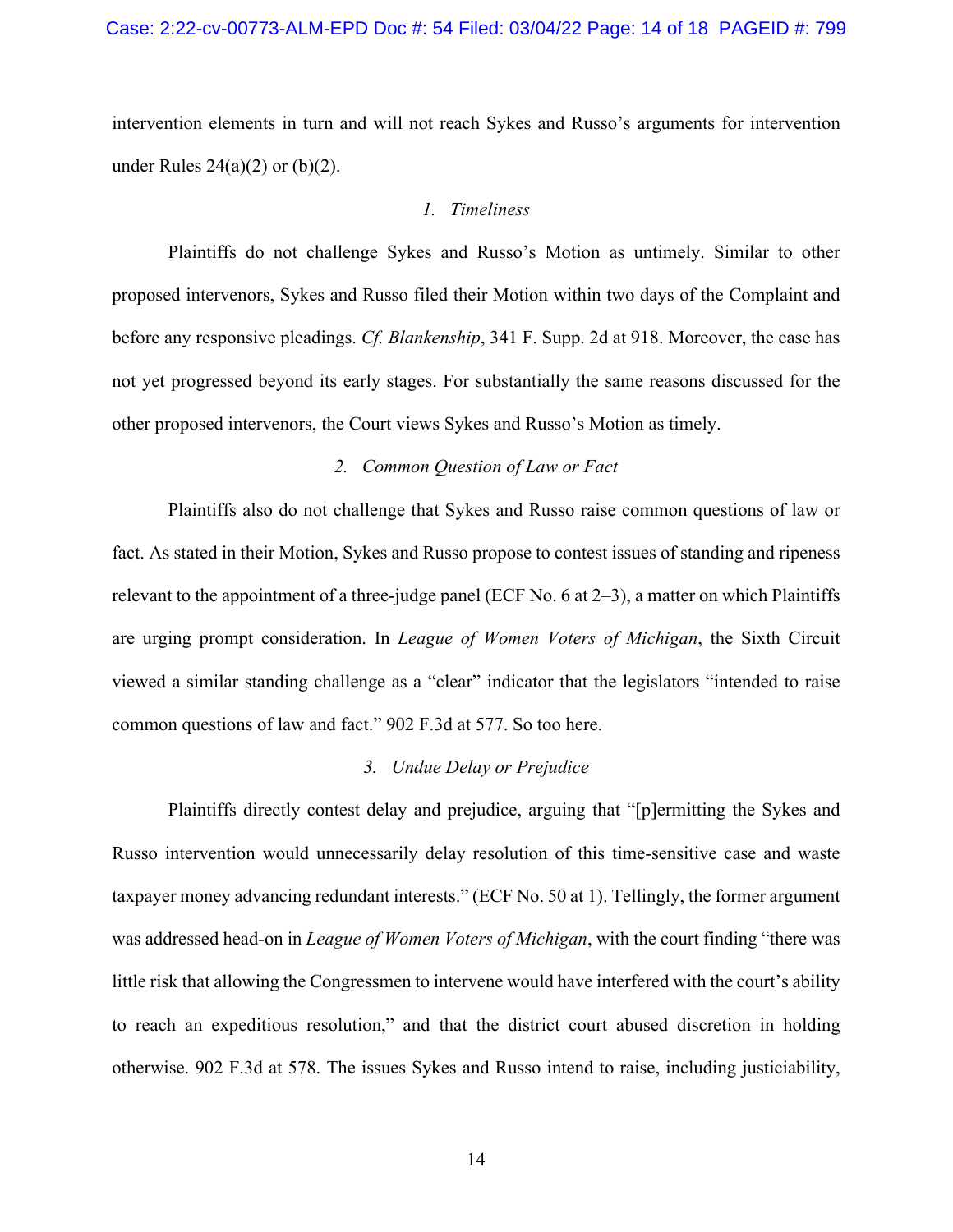intervention elements in turn and will not reach Sykes and Russo's arguments for intervention under Rules 24(a)(2) or (b)(2).

### *1. Timeliness*

Plaintiffs do not challenge Sykes and Russo's Motion as untimely. Similar to other proposed intervenors, Sykes and Russo filed their Motion within two days of the Complaint and before any responsive pleadings. *Cf. Blankenship*, 341 F. Supp. 2d at 918. Moreover, the case has not yet progressed beyond its early stages. For substantially the same reasons discussed for the other proposed intervenors, the Court views Sykes and Russo's Motion as timely.

### *2. Common Question of Law or Fact*

Plaintiffs also do not challenge that Sykes and Russo raise common questions of law or fact. As stated in their Motion, Sykes and Russo propose to contest issues of standing and ripeness relevant to the appointment of a three-judge panel (ECF No. 6 at 2–3), a matter on which Plaintiffs are urging prompt consideration. In *League of Women Voters of Michigan*, the Sixth Circuit viewed a similar standing challenge as a "clear" indicator that the legislators "intended to raise common questions of law and fact." 902 F.3d at 577. So too here.

### *3. Undue Delay or Prejudice*

Plaintiffs directly contest delay and prejudice, arguing that "[p]ermitting the Sykes and Russo intervention would unnecessarily delay resolution of this time-sensitive case and waste taxpayer money advancing redundant interests." (ECF No. 50 at 1). Tellingly, the former argument was addressed head-on in *League of Women Voters of Michigan*, with the court finding "there was little risk that allowing the Congressmen to intervene would have interfered with the court's ability to reach an expeditious resolution," and that the district court abused discretion in holding otherwise. 902 F.3d at 578. The issues Sykes and Russo intend to raise, including justiciability,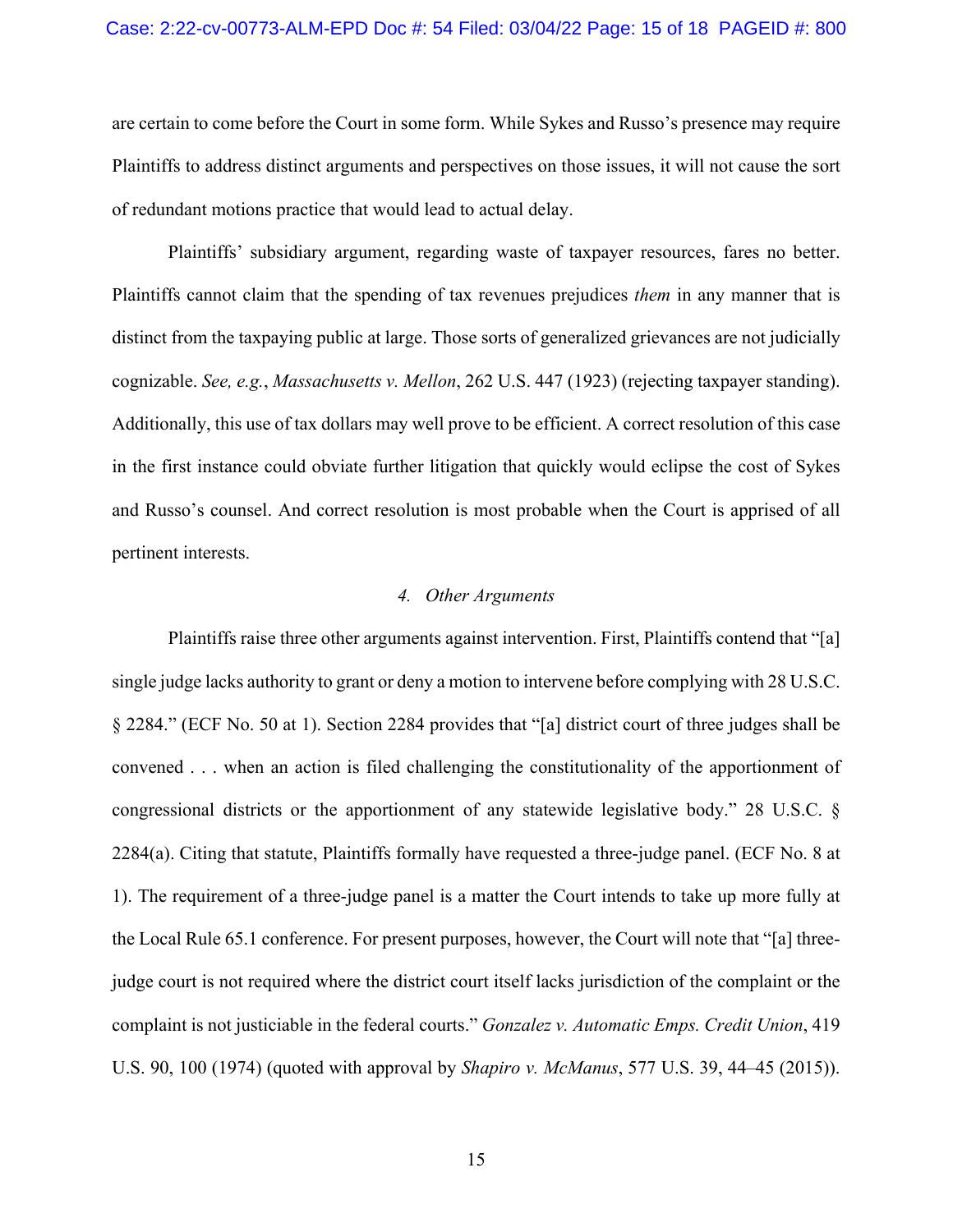are certain to come before the Court in some form. While Sykes and Russo's presence may require Plaintiffs to address distinct arguments and perspectives on those issues, it will not cause the sort of redundant motions practice that would lead to actual delay.

Plaintiffs' subsidiary argument, regarding waste of taxpayer resources, fares no better. Plaintiffs cannot claim that the spending of tax revenues prejudices *them* in any manner that is distinct from the taxpaying public at large. Those sorts of generalized grievances are not judicially cognizable. *See, e.g.*, *Massachusetts v. Mellon*, 262 U.S. 447 (1923) (rejecting taxpayer standing). Additionally, this use of tax dollars may well prove to be efficient. A correct resolution of this case in the first instance could obviate further litigation that quickly would eclipse the cost of Sykes and Russo's counsel. And correct resolution is most probable when the Court is apprised of all pertinent interests.

*4. Other Arguments*

Plaintiffs raise three other arguments against intervention. First, Plaintiffs contend that "[a] single judge lacks authority to grant or deny a motion to intervene before complying with 28 U.S.C. § 2284." (ECF No. 50 at 1). Section 2284 provides that "[a] district court of three judges shall be convened . . . when an action is filed challenging the constitutionality of the apportionment of congressional districts or the apportionment of any statewide legislative body." 28 U.S.C. § 2284(a). Citing that statute, Plaintiffs formally have requested a three-judge panel. (ECF No. 8 at 1). The requirement of a three-judge panel is a matter the Court intends to take up more fully at the Local Rule 65.1 conference. For present purposes, however, the Court will note that "[a] three-judge court is not required where the district court itself lacks jurisdiction of the complaint or the complaint is not justiciable in the federal courts." *Gonzalez v. Automatic Emps. Credit Union*, 419 U.S. 90, 100 (1974) (quoted with approval by *Shapiro v. McManus*, 577 U.S. 39, 44–45 (2015)).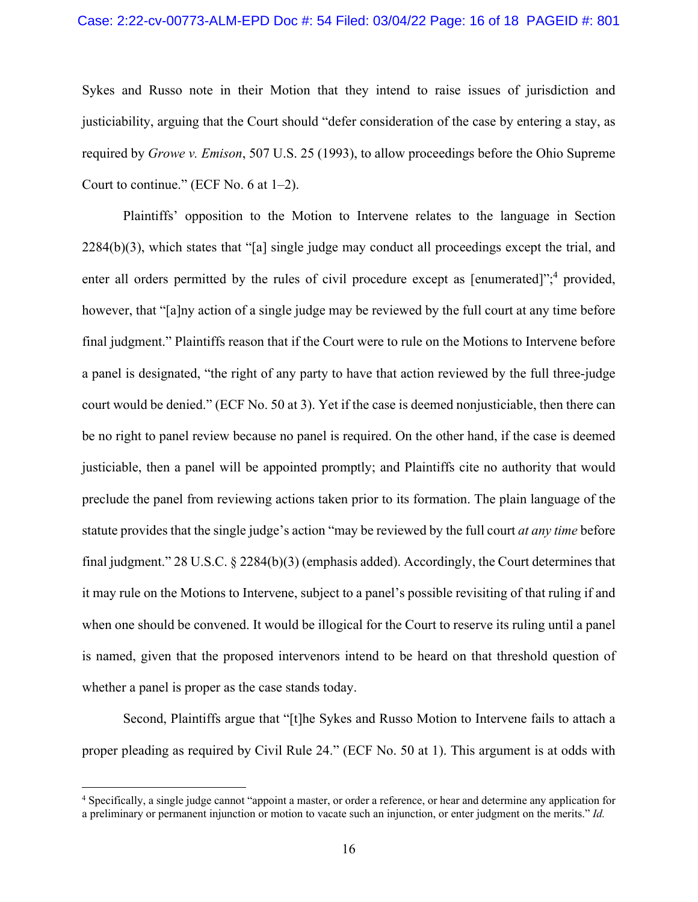Sykes and Russo note in their Motion that they intend to raise issues of jurisdiction and justiciability, arguing that the Court should "defer consideration of the case by entering a stay, as required by *Growe v. Emison*, 507 U.S. 25 (1993), to allow proceedings before the Ohio Supreme Court to continue." (ECF No. 6 at 1–2).

Plaintiffs' opposition to the Motion to Intervene relates to the language in Section 2284(b)(3), which states that "[a] single judge may conduct all proceedings except the trial, and enter all orders permitted by the rules of civil procedure except as [enumerated]";[4] provided, however, that "[a]ny action of a single judge may be reviewed by the full court at any time before final judgment." Plaintiffs reason that if the Court were to rule on the Motions to Intervene before a panel is designated, "the right of any party to have that action reviewed by the full three-judge court would be denied." (ECF No. 50 at 3). Yet if the case is deemed nonjusticiable, then there can be no right to panel review because no panel is required. On the other hand, if the case is deemed justiciable, then a panel will be appointed promptly; and Plaintiffs cite no authority that would preclude the panel from reviewing actions taken prior to its formation. The plain language of the statute provides that the single judge's action "may be reviewed by the full court *at any time* before final judgment." 28 U.S.C. § 2284(b)(3) (emphasis added). Accordingly, the Court determines that it may rule on the Motions to Intervene, subject to a panel's possible revisiting of that ruling if and when one should be convened. It would be illogical for the Court to reserve its ruling until a panel is named, given that the proposed intervenors intend to be heard on that threshold question of whether a panel is proper as the case stands today.

Second, Plaintiffs argue that "[t]he Sykes and Russo Motion to Intervene fails to attach a proper pleading as required by Civil Rule 24." (ECF No. 50 at 1). This argument is at odds with

---

[4] Specifically, a single judge cannot "appoint a master, or order a reference, or hear and determine any application for a preliminary or permanent injunction or motion to vacate such an injunction, or enter judgment on the merits." *Id.*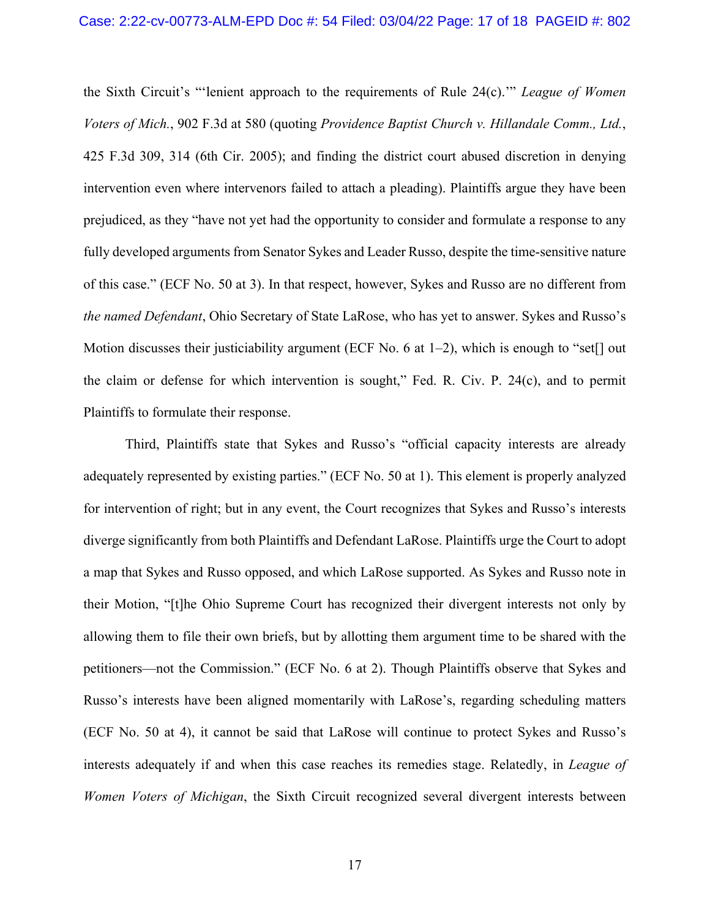the Sixth Circuit's "'lenient approach to the requirements of Rule 24(c).'" *League of Women Voters of Mich.*, 902 F.3d at 580 (quoting *Providence Baptist Church v. Hillandale Comm., Ltd.*, 425 F.3d 309, 314 (6th Cir. 2005); and finding the district court abused discretion in denying intervention even where intervenors failed to attach a pleading). Plaintiffs argue they have been prejudiced, as they "have not yet had the opportunity to consider and formulate a response to any fully developed arguments from Senator Sykes and Leader Russo, despite the time-sensitive nature of this case." (ECF No. 50 at 3). In that respect, however, Sykes and Russo are no different from *the named Defendant*, Ohio Secretary of State LaRose, who has yet to answer. Sykes and Russo's Motion discusses their justiciability argument (ECF No. 6 at 1–2), which is enough to "set[] out the claim or defense for which intervention is sought," Fed. R. Civ. P. 24(c), and to permit Plaintiffs to formulate their response.

Third, Plaintiffs state that Sykes and Russo's "official capacity interests are already adequately represented by existing parties." (ECF No. 50 at 1). This element is properly analyzed for intervention of right; but in any event, the Court recognizes that Sykes and Russo's interests diverge significantly from both Plaintiffs and Defendant LaRose. Plaintiffs urge the Court to adopt a map that Sykes and Russo opposed, and which LaRose supported. As Sykes and Russo note in their Motion, "[t]he Ohio Supreme Court has recognized their divergent interests not only by allowing them to file their own briefs, but by allotting them argument time to be shared with the petitioners—not the Commission." (ECF No. 6 at 2). Though Plaintiffs observe that Sykes and Russo's interests have been aligned momentarily with LaRose's, regarding scheduling matters (ECF No. 50 at 4), it cannot be said that LaRose will continue to protect Sykes and Russo's interests adequately if and when this case reaches its remedies stage. Relatedly, in *League of Women Voters of Michigan*, the Sixth Circuit recognized several divergent interests between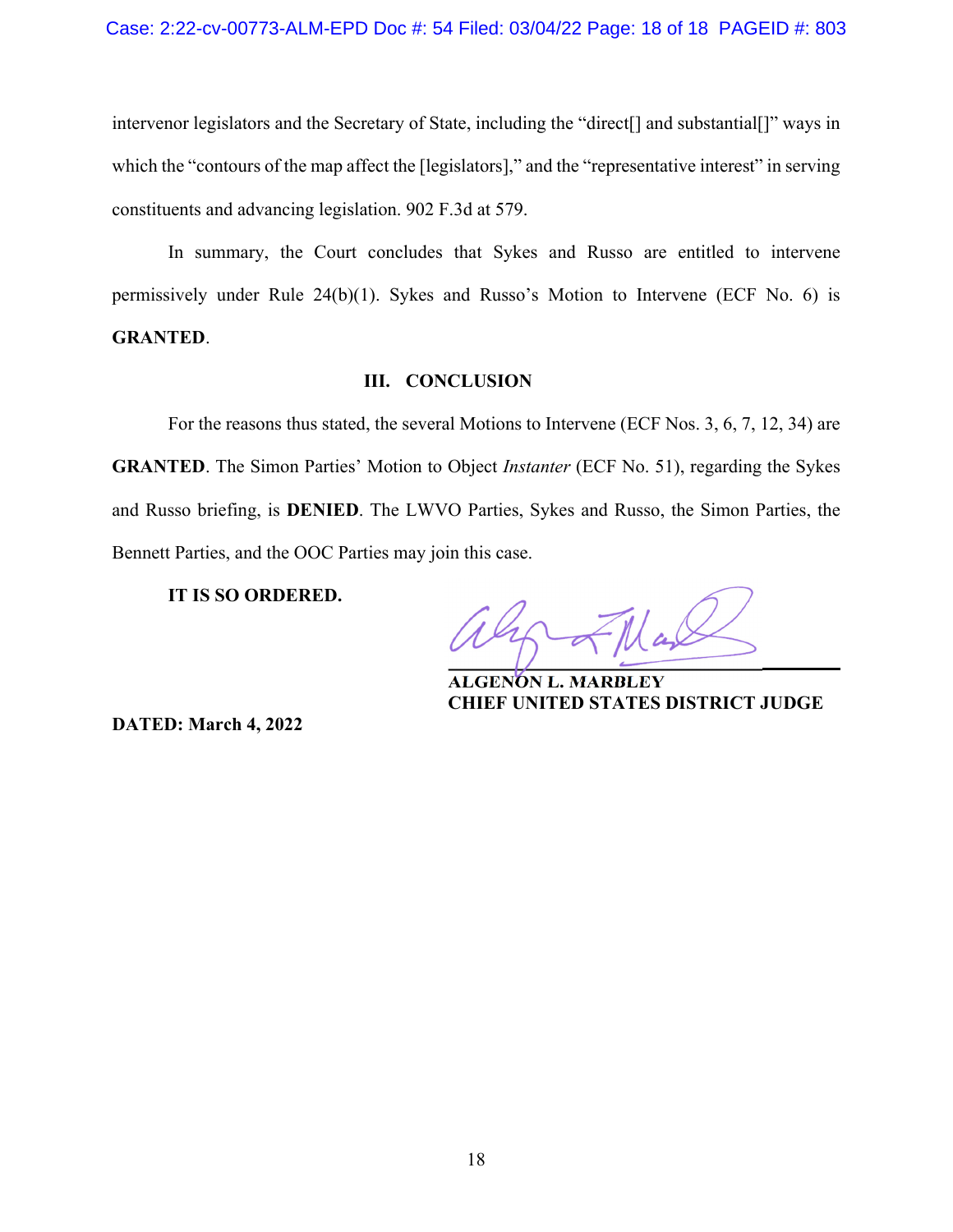intervenor legislators and the Secretary of State, including the "direct[] and substantial[]" ways in which the "contours of the map affect the [legislators]," and the "representative interest" in serving constituents and advancing legislation. 902 F.3d at 579.

In summary, the Court concludes that Sykes and Russo are entitled to intervene permissively under Rule 24(b)(1). Sykes and Russo's Motion to Intervene (ECF No. 6) is **GRANTED**.

## III. CONCLUSION

For the reasons thus stated, the several Motions to Intervene (ECF Nos. 3, 6, 7, 12, 34) are **GRANTED**. The Simon Parties' Motion to Object *Instanter* (ECF No. 51), regarding the Sykes and Russo briefing, is **DENIED**. The LWVO Parties, Sykes and Russo, the Simon Parties, the Bennett Parties, and the OOC Parties may join this case.

**IT IS SO ORDERED.**

**ALGENON L. MARBLEY**
**CHIEF UNITED STATES DISTRICT JUDGE**

**DATED: March 4, 2022**